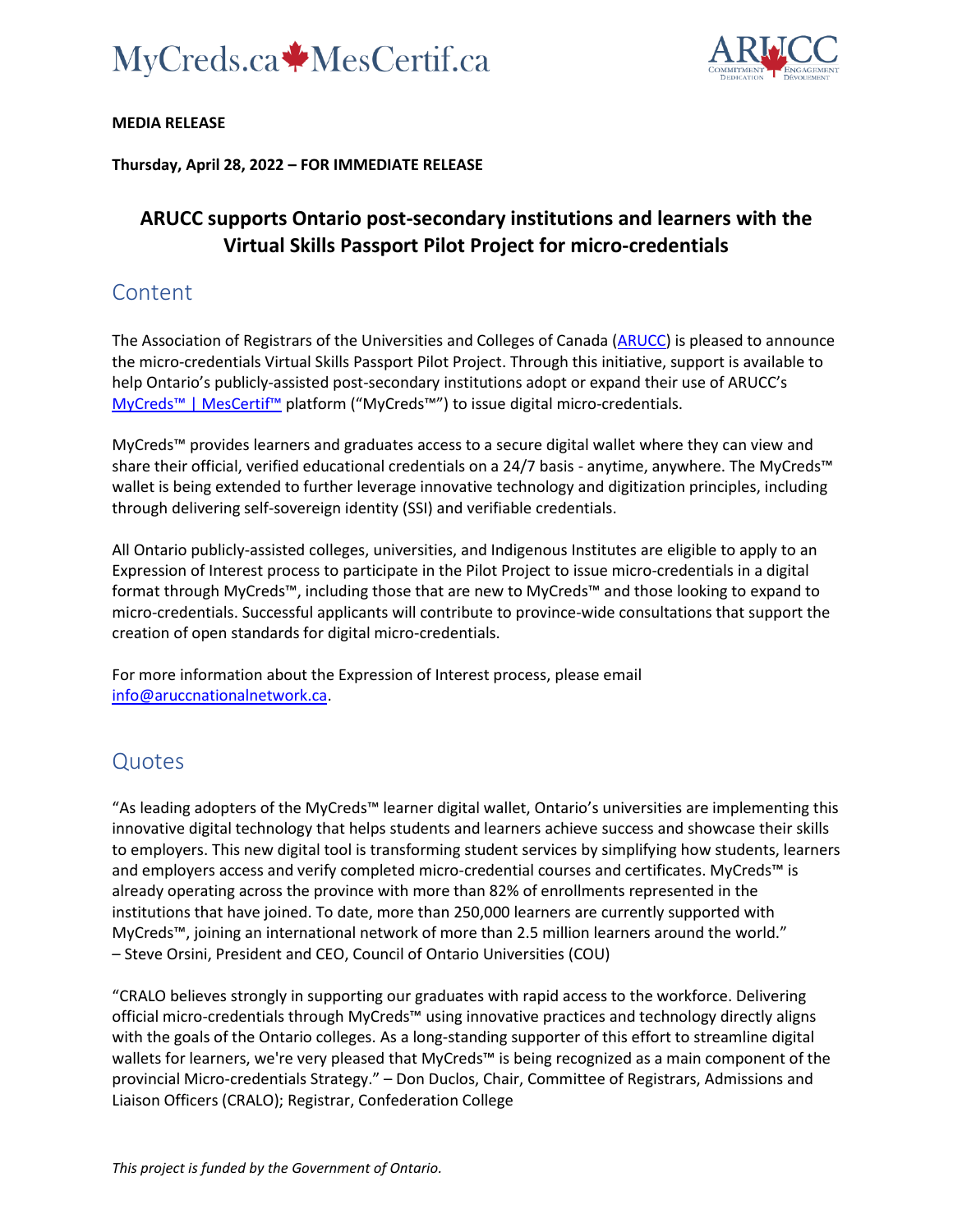MyCreds.ca MesCertif.ca

ARUCC

**MEDIA RELEASE**

**Thursday, April 28, 2022 – FOR IMMEDIATE RELEASE**

# ARUCC supports Ontario post-secondary institutions and learners with the Virtual Skills Passport Pilot Project for micro-credentials

## Content

The Association of Registrars of the Universities and Colleges of Canada (ARUCC) is pleased to announce the micro-credentials Virtual Skills Passport Pilot Project. Through this initiative, support is available to help Ontario's publicly-assisted post-secondary institutions adopt or expand their use of ARUCC's MyCreds™ | MesCertif™ platform ("MyCreds™") to issue digital micro-credentials.

MyCreds™ provides learners and graduates access to a secure digital wallet where they can view and share their official, verified educational credentials on a 24/7 basis - anytime, anywhere. The MyCreds™ wallet is being extended to further leverage innovative technology and digitization principles, including through delivering self-sovereign identity (SSI) and verifiable credentials.

All Ontario publicly-assisted colleges, universities, and Indigenous Institutes are eligible to apply to an Expression of Interest process to participate in the Pilot Project to issue micro-credentials in a digital format through MyCreds™, including those that are new to MyCreds™ and those looking to expand to micro-credentials. Successful applicants will contribute to province-wide consultations that support the creation of open standards for digital micro-credentials.

For more information about the Expression of Interest process, please email info@aruccnationalnetwork.ca.

## Quotes

"As leading adopters of the MyCreds™ learner digital wallet, Ontario's universities are implementing this innovative digital technology that helps students and learners achieve success and showcase their skills to employers. This new digital tool is transforming student services by simplifying how students, learners and employers access and verify completed micro-credential courses and certificates. MyCreds™ is already operating across the province with more than 82% of enrollments represented in the institutions that have joined. To date, more than 250,000 learners are currently supported with MyCreds™, joining an international network of more than 2.5 million learners around the world."
– Steve Orsini, President and CEO, Council of Ontario Universities (COU)

"CRALO believes strongly in supporting our graduates with rapid access to the workforce. Delivering official micro-credentials through MyCreds™ using innovative practices and technology directly aligns with the goals of the Ontario colleges. As a long-standing supporter of this effort to streamline digital wallets for learners, we're very pleased that MyCreds™ is being recognized as a main component of the provincial Micro-credentials Strategy." – Don Duclos, Chair, Committee of Registrars, Admissions and Liaison Officers (CRALO); Registrar, Confederation College

*This project is funded by the Government of Ontario.*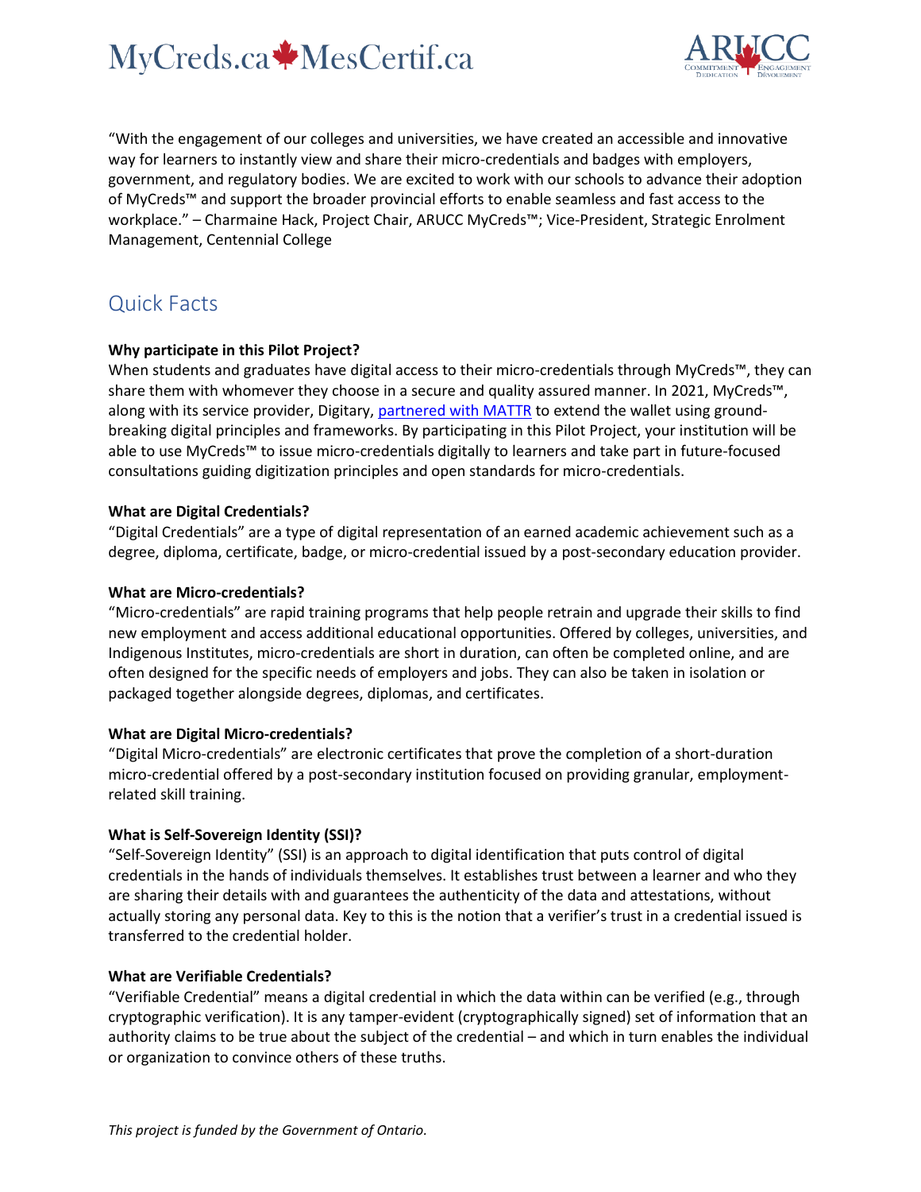"With the engagement of our colleges and universities, we have created an accessible and innovative way for learners to instantly view and share their micro-credentials and badges with employers, government, and regulatory bodies. We are excited to work with our schools to advance their adoption of MyCreds™ and support the broader provincial efforts to enable seamless and fast access to the workplace." – Charmaine Hack, Project Chair, ARUCC MyCreds™; Vice-President, Strategic Enrolment Management, Centennial College

## Quick Facts

**Why participate in this Pilot Project?**
When students and graduates have digital access to their micro-credentials through MyCreds™, they can share them with whomever they choose in a secure and quality assured manner. In 2021, MyCreds™, along with its service provider, Digitary, partnered with MATTR to extend the wallet using ground-breaking digital principles and frameworks. By participating in this Pilot Project, your institution will be able to use MyCreds™ to issue micro-credentials digitally to learners and take part in future-focused consultations guiding digitization principles and open standards for micro-credentials.

**What are Digital Credentials?**
"Digital Credentials" are a type of digital representation of an earned academic achievement such as a degree, diploma, certificate, badge, or micro-credential issued by a post-secondary education provider.

**What are Micro-credentials?**
"Micro-credentials" are rapid training programs that help people retrain and upgrade their skills to find new employment and access additional educational opportunities. Offered by colleges, universities, and Indigenous Institutes, micro-credentials are short in duration, can often be completed online, and are often designed for the specific needs of employers and jobs. They can also be taken in isolation or packaged together alongside degrees, diplomas, and certificates.

**What are Digital Micro-credentials?**
"Digital Micro-credentials" are electronic certificates that prove the completion of a short-duration micro-credential offered by a post-secondary institution focused on providing granular, employment-related skill training.

**What is Self-Sovereign Identity (SSI)?**
"Self-Sovereign Identity" (SSI) is an approach to digital identification that puts control of digital credentials in the hands of individuals themselves. It establishes trust between a learner and who they are sharing their details with and guarantees the authenticity of the data and attestations, without actually storing any personal data. Key to this is the notion that a verifier's trust in a credential issued is transferred to the credential holder.

**What are Verifiable Credentials?**
"Verifiable Credential" means a digital credential in which the data within can be verified (e.g., through cryptographic verification). It is any tamper-evident (cryptographically signed) set of information that an authority claims to be true about the subject of the credential – and which in turn enables the individual or organization to convince others of these truths.

*This project is funded by the Government of Ontario.*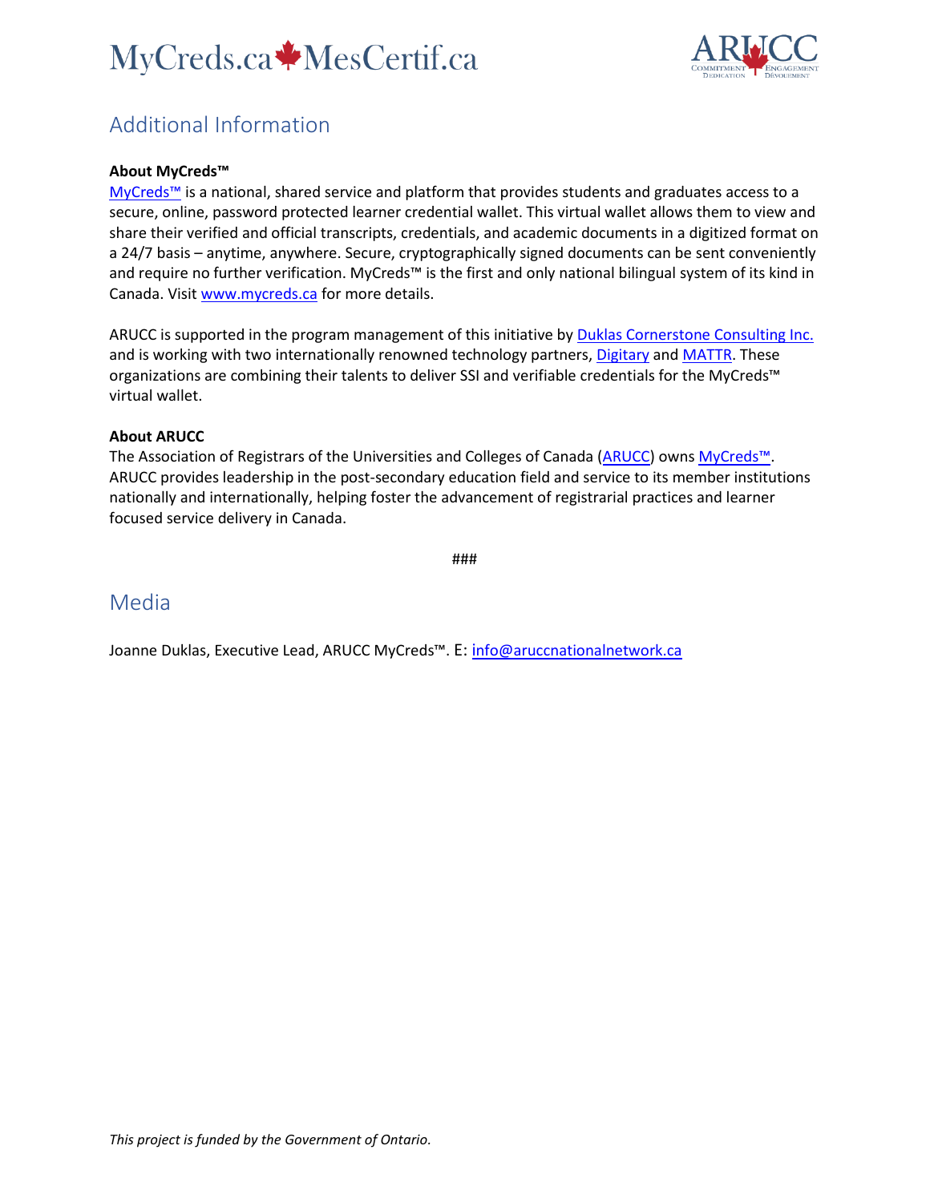## Additional Information

**About MyCreds™**

MyCreds™ is a national, shared service and platform that provides students and graduates access to a secure, online, password protected learner credential wallet. This virtual wallet allows them to view and share their verified and official transcripts, credentials, and academic documents in a digitized format on a 24/7 basis – anytime, anywhere. Secure, cryptographically signed documents can be sent conveniently and require no further verification. MyCreds™ is the first and only national bilingual system of its kind in Canada. Visit www.mycreds.ca for more details.

ARUCC is supported in the program management of this initiative by Duklas Cornerstone Consulting Inc. and is working with two internationally renowned technology partners, Digitary and MATTR. These organizations are combining their talents to deliver SSI and verifiable credentials for the MyCreds™ virtual wallet.

**About ARUCC**

The Association of Registrars of the Universities and Colleges of Canada (ARUCC) owns MyCreds™. ARUCC provides leadership in the post-secondary education field and service to its member institutions nationally and internationally, helping foster the advancement of registrarial practices and learner focused service delivery in Canada.

###

## Media

Joanne Duklas, Executive Lead, ARUCC MyCreds™. E: info@aruccnationalnetwork.ca

*This project is funded by the Government of Ontario.*